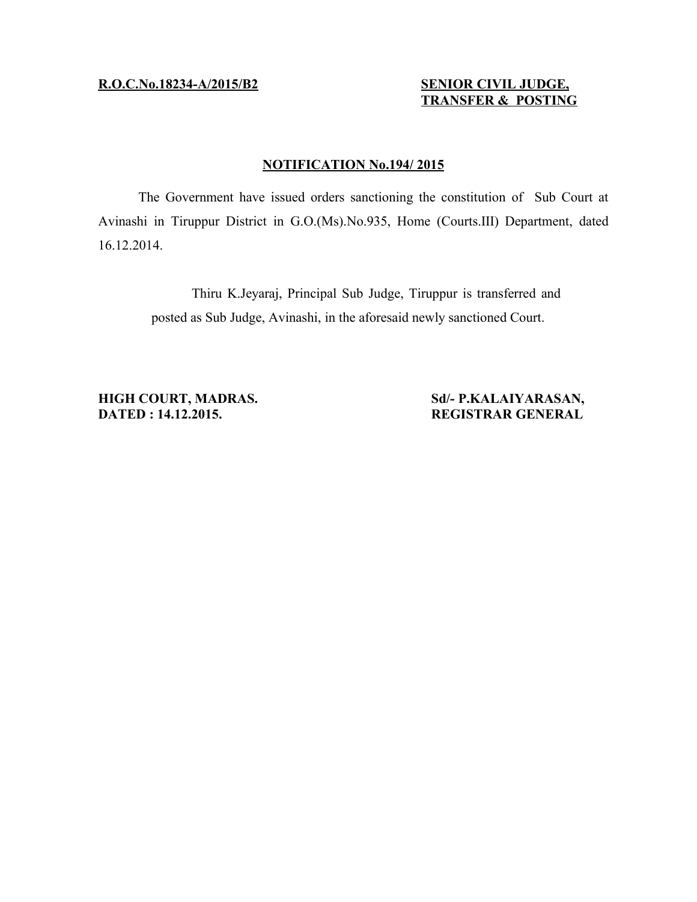**R.O.C.No.18234-A/2015/B2**

**SENIOR CIVIL JUDGE, TRANSFER & POSTING**

**NOTIFICATION No.194/ 2015**

The Government have issued orders sanctioning the constitution of Sub Court at Avinashi in Tiruppur District in G.O.(Ms).No.935, Home (Courts.III) Department, dated 16.12.2014.

Thiru K.Jeyaraj, Principal Sub Judge, Tiruppur is transferred and posted as Sub Judge, Avinashi, in the aforesaid newly sanctioned Court.

**HIGH COURT, MADRAS.**
**DATED : 14.12.2015.**

**Sd/- P.KALAIYARASAN,**
**REGISTRAR GENERAL**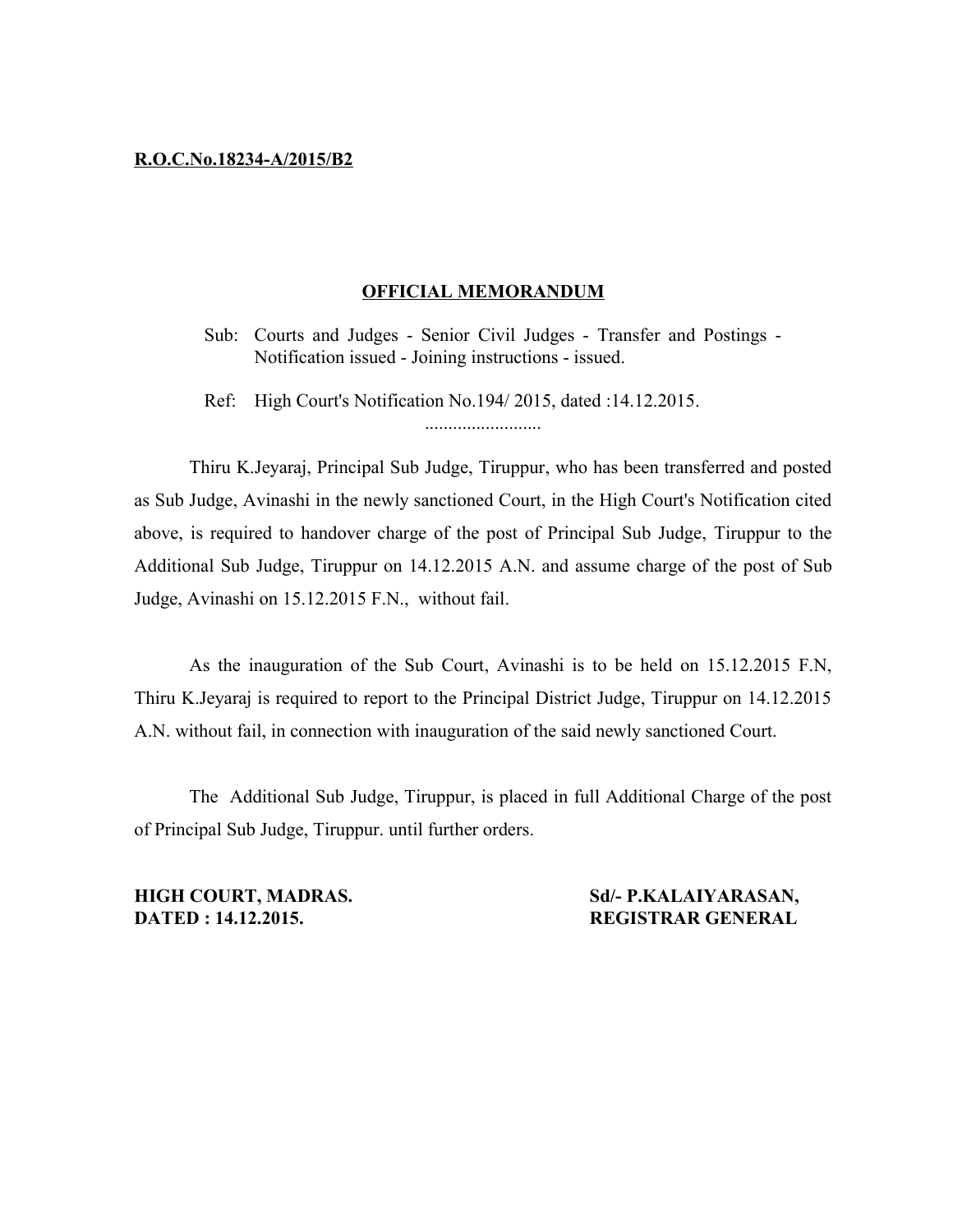**R.O.C.No.18234-A/2015/B2**

**OFFICIAL MEMORANDUM**

Sub: Courts and Judges - Senior Civil Judges - Transfer and Postings - Notification issued - Joining instructions - issued.

Ref: High Court's Notification No.194/ 2015, dated :14.12.2015.

.........................

Thiru K.Jeyaraj, Principal Sub Judge, Tiruppur, who has been transferred and posted as Sub Judge, Avinashi in the newly sanctioned Court, in the High Court's Notification cited above, is required to handover charge of the post of Principal Sub Judge, Tiruppur to the Additional Sub Judge, Tiruppur on 14.12.2015 A.N. and assume charge of the post of Sub Judge, Avinashi on 15.12.2015 F.N., without fail.

As the inauguration of the Sub Court, Avinashi is to be held on 15.12.2015 F.N, Thiru K.Jeyaraj is required to report to the Principal District Judge, Tiruppur on 14.12.2015 A.N. without fail, in connection with inauguration of the said newly sanctioned Court.

The Additional Sub Judge, Tiruppur, is placed in full Additional Charge of the post of Principal Sub Judge, Tiruppur. until further orders.

**HIGH COURT, MADRAS.**
**DATED : 14.12.2015.**

**Sd/- P.KALAIYARASAN,**
**REGISTRAR GENERAL**